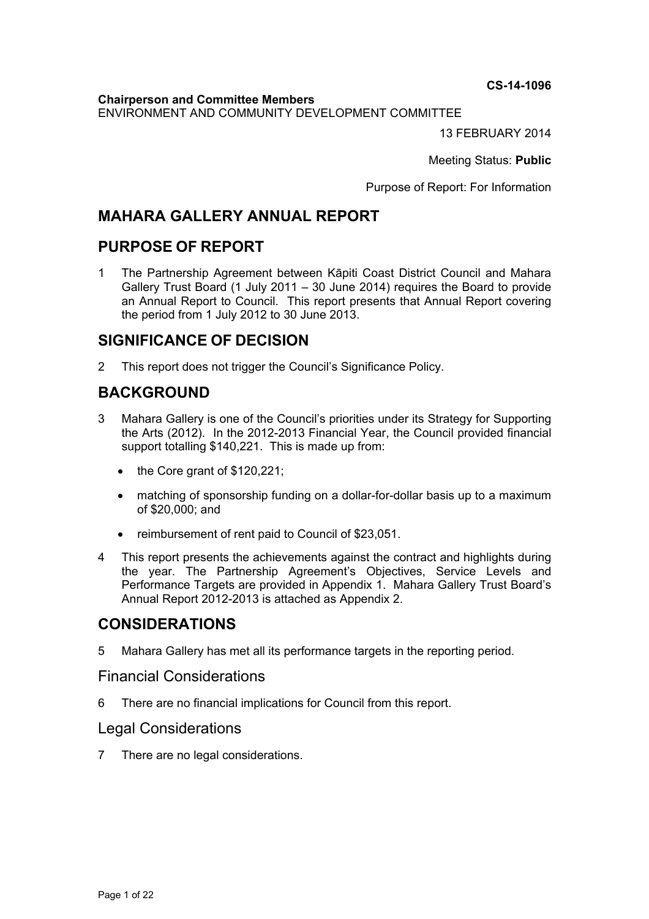**CS-14-1096**

**Chairperson and Committee Members**
ENVIRONMENT AND COMMUNITY DEVELOPMENT COMMITTEE

13 FEBRUARY 2014

Meeting Status: **Public**

Purpose of Report: For Information

# MAHARA GALLERY ANNUAL REPORT

## PURPOSE OF REPORT

1 The Partnership Agreement between Kāpiti Coast District Council and Mahara Gallery Trust Board (1 July 2011 – 30 June 2014) requires the Board to provide an Annual Report to Council. This report presents that Annual Report covering the period from 1 July 2012 to 30 June 2013.

## SIGNIFICANCE OF DECISION

2 This report does not trigger the Council's Significance Policy.

## BACKGROUND

3 Mahara Gallery is one of the Council's priorities under its Strategy for Supporting the Arts (2012). In the 2012-2013 Financial Year, the Council provided financial support totalling $140,221. This is made up from:

- the Core grant of $120,221;
- matching of sponsorship funding on a dollar-for-dollar basis up to a maximum of $20,000; and
- reimbursement of rent paid to Council of $23,051.

4 This report presents the achievements against the contract and highlights during the year. The Partnership Agreement's Objectives, Service Levels and Performance Targets are provided in Appendix 1. Mahara Gallery Trust Board's Annual Report 2012-2013 is attached as Appendix 2.

## CONSIDERATIONS

5 Mahara Gallery has met all its performance targets in the reporting period.

### Financial Considerations

6 There are no financial implications for Council from this report.

### Legal Considerations

7 There are no legal considerations.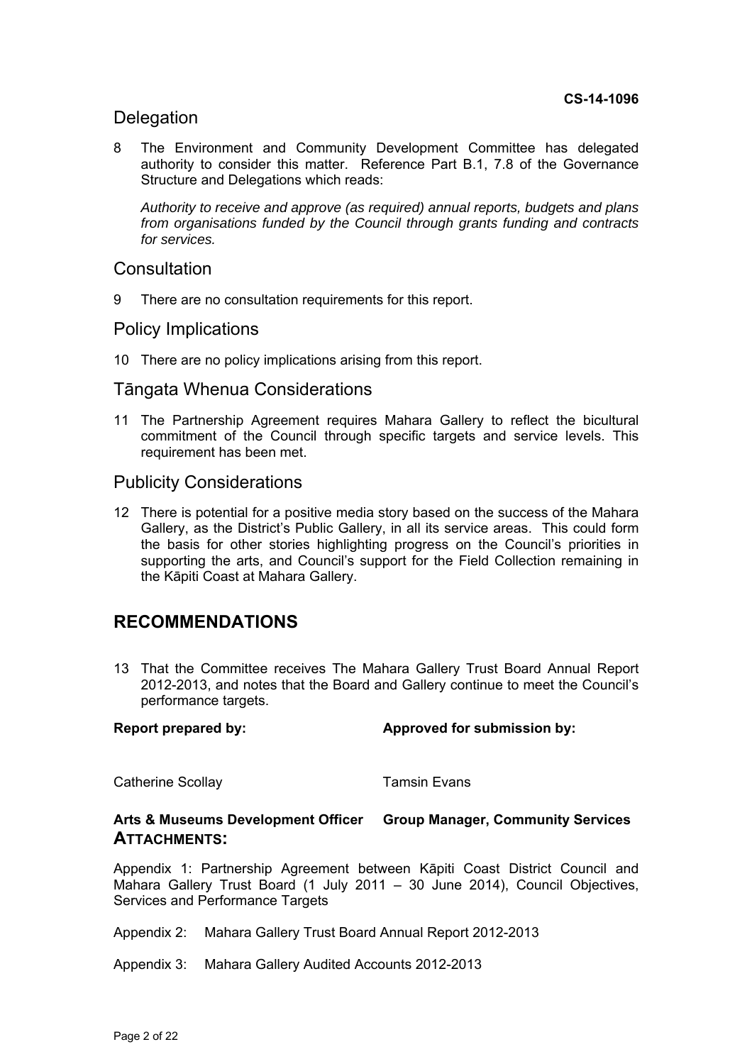CS-14-1096

## Delegation

8 The Environment and Community Development Committee has delegated authority to consider this matter. Reference Part B.1, 7.8 of the Governance Structure and Delegations which reads:

*Authority to receive and approve (as required) annual reports, budgets and plans from organisations funded by the Council through grants funding and contracts for services.*

## Consultation

9 There are no consultation requirements for this report.

## Policy Implications

10 There are no policy implications arising from this report.

## Tāngata Whenua Considerations

11 The Partnership Agreement requires Mahara Gallery to reflect the bicultural commitment of the Council through specific targets and service levels. This requirement has been met.

## Publicity Considerations

12 There is potential for a positive media story based on the success of the Mahara Gallery, as the District's Public Gallery, in all its service areas. This could form the basis for other stories highlighting progress on the Council's priorities in supporting the arts, and Council's support for the Field Collection remaining in the Kāpiti Coast at Mahara Gallery.

# RECOMMENDATIONS

13 That the Committee receives The Mahara Gallery Trust Board Annual Report 2012-2013, and notes that the Board and Gallery continue to meet the Council's performance targets.

| **Report prepared by:** | **Approved for submission by:** |
|---|---|
| Catherine Scollay | Tamsin Evans |
| **Arts & Museums Development Officer** | **Group Manager, Community Services** |

**ATTACHMENTS:**

Appendix 1: Partnership Agreement between Kāpiti Coast District Council and Mahara Gallery Trust Board (1 July 2011 – 30 June 2014), Council Objectives, Services and Performance Targets

Appendix 2: Mahara Gallery Trust Board Annual Report 2012-2013

Appendix 3: Mahara Gallery Audited Accounts 2012-2013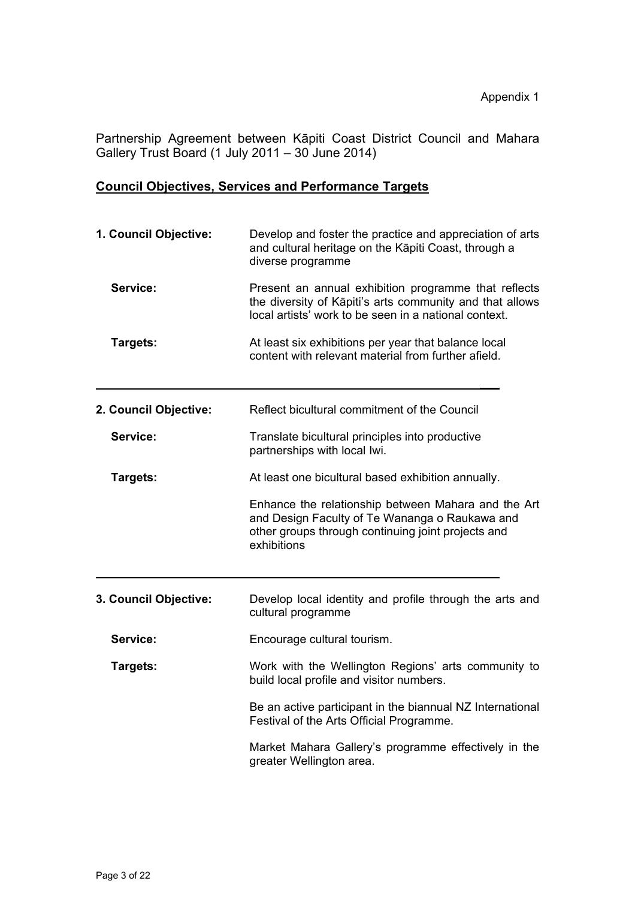Appendix 1

Partnership Agreement between Kāpiti Coast District Council and Mahara Gallery Trust Board (1 July 2011 – 30 June 2014)

## **Council Objectives, Services and Performance Targets**

**1. Council Objective:** Develop and foster the practice and appreciation of arts and cultural heritage on the Kāpiti Coast, through a diverse programme

**Service:** Present an annual exhibition programme that reflects the diversity of Kāpiti's arts community and that allows local artists' work to be seen in a national context.

**Targets:** At least six exhibitions per year that balance local content with relevant material from further afield.

---

**2. Council Objective:** Reflect bicultural commitment of the Council

**Service:** Translate bicultural principles into productive partnerships with local Iwi.

**Targets:** At least one bicultural based exhibition annually.

Enhance the relationship between Mahara and the Art and Design Faculty of Te Wananga o Raukawa and other groups through continuing joint projects and exhibitions

---

**3. Council Objective:** Develop local identity and profile through the arts and cultural programme

**Service:** Encourage cultural tourism.

**Targets:** Work with the Wellington Regions' arts community to build local profile and visitor numbers.

Be an active participant in the biannual NZ International Festival of the Arts Official Programme.

Market Mahara Gallery's programme effectively in the greater Wellington area.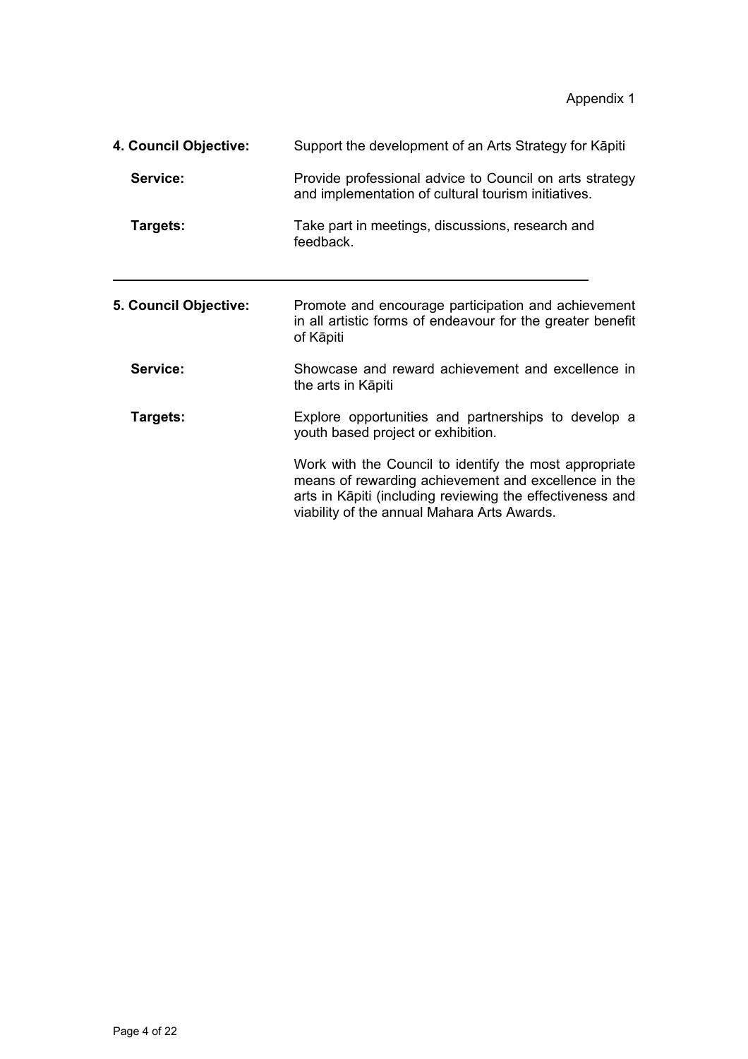Appendix 1

**4. Council Objective:** Support the development of an Arts Strategy for Kāpiti

**Service:** Provide professional advice to Council on arts strategy and implementation of cultural tourism initiatives.

**Targets:** Take part in meetings, discussions, research and feedback.

---

**5. Council Objective:** Promote and encourage participation and achievement in all artistic forms of endeavour for the greater benefit of Kāpiti

**Service:** Showcase and reward achievement and excellence in the arts in Kāpiti

**Targets:** Explore opportunities and partnerships to develop a youth based project or exhibition.

Work with the Council to identify the most appropriate means of rewarding achievement and excellence in the arts in Kāpiti (including reviewing the effectiveness and viability of the annual Mahara Arts Awards.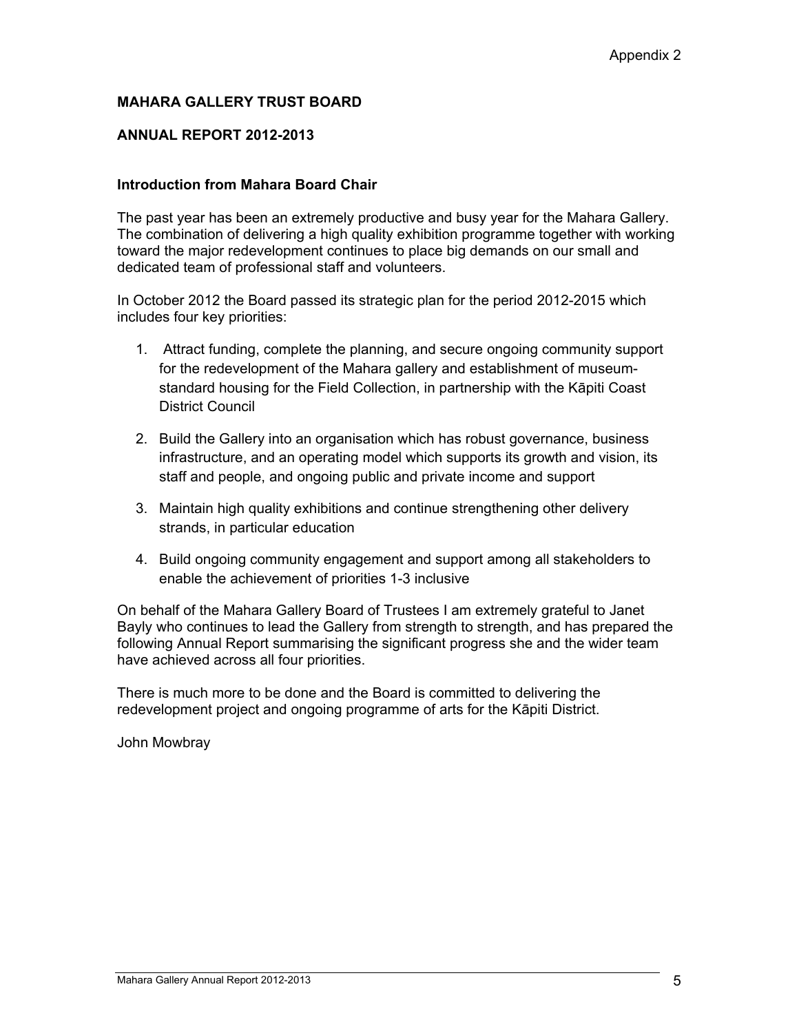Appendix 2

**MAHARA GALLERY TRUST BOARD**

**ANNUAL REPORT 2012-2013**

**Introduction from Mahara Board Chair**

The past year has been an extremely productive and busy year for the Mahara Gallery. The combination of delivering a high quality exhibition programme together with working toward the major redevelopment continues to place big demands on our small and dedicated team of professional staff and volunteers.

In October 2012 the Board passed its strategic plan for the period 2012-2015 which includes four key priorities:

1. Attract funding, complete the planning, and secure ongoing community support for the redevelopment of the Mahara gallery and establishment of museum-standard housing for the Field Collection, in partnership with the Kāpiti Coast District Council

2. Build the Gallery into an organisation which has robust governance, business infrastructure, and an operating model which supports its growth and vision, its staff and people, and ongoing public and private income and support

3. Maintain high quality exhibitions and continue strengthening other delivery strands, in particular education

4. Build ongoing community engagement and support among all stakeholders to enable the achievement of priorities 1-3 inclusive

On behalf of the Mahara Gallery Board of Trustees I am extremely grateful to Janet Bayly who continues to lead the Gallery from strength to strength, and has prepared the following Annual Report summarising the significant progress she and the wider team have achieved across all four priorities.

There is much more to be done and the Board is committed to delivering the redevelopment project and ongoing programme of arts for the Kāpiti District.

John Mowbray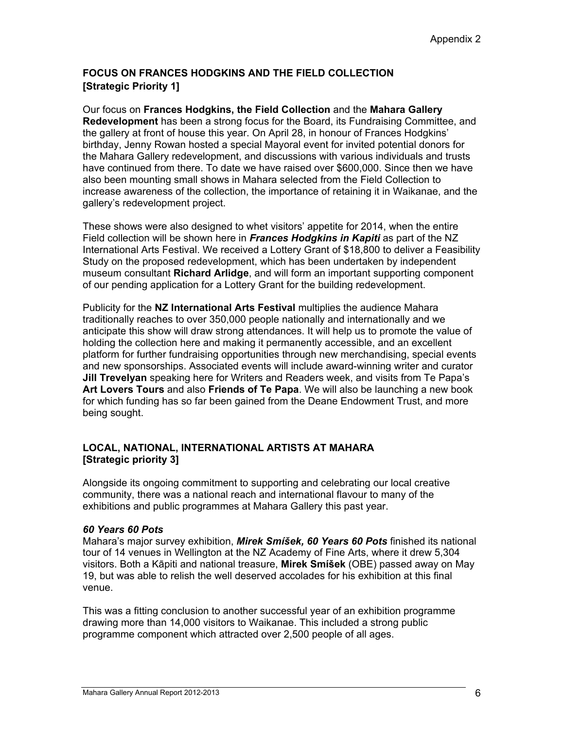Appendix 2

## FOCUS ON FRANCES HODGKINS AND THE FIELD COLLECTION [Strategic Priority 1]

Our focus on **Frances Hodgkins, the Field Collection** and the **Mahara Gallery Redevelopment** has been a strong focus for the Board, its Fundraising Committee, and the gallery at front of house this year. On April 28, in honour of Frances Hodgkins' birthday, Jenny Rowan hosted a special Mayoral event for invited potential donors for the Mahara Gallery redevelopment, and discussions with various individuals and trusts have continued from there. To date we have raised over $600,000. Since then we have also been mounting small shows in Mahara selected from the Field Collection to increase awareness of the collection, the importance of retaining it in Waikanae, and the gallery's redevelopment project.

These shows were also designed to whet visitors' appetite for 2014, when the entire Field collection will be shown here in ***Frances Hodgkins in Kapiti*** as part of the NZ International Arts Festival. We received a Lottery Grant of $18,800 to deliver a Feasibility Study on the proposed redevelopment, which has been undertaken by independent museum consultant **Richard Arlidge**, and will form an important supporting component of our pending application for a Lottery Grant for the building redevelopment.

Publicity for the **NZ International Arts Festival** multiplies the audience Mahara traditionally reaches to over 350,000 people nationally and internationally and we anticipate this show will draw strong attendances. It will help us to promote the value of holding the collection here and making it permanently accessible, and an excellent platform for further fundraising opportunities through new merchandising, special events and new sponsorships. Associated events will include award-winning writer and curator **Jill Trevelyan** speaking here for Writers and Readers week, and visits from Te Papa's **Art Lovers Tours** and also **Friends of Te Papa**. We will also be launching a new book for which funding has so far been gained from the Deane Endowment Trust, and more being sought.

## LOCAL, NATIONAL, INTERNATIONAL ARTISTS AT MAHARA [Strategic priority 3]

Alongside its ongoing commitment to supporting and celebrating our local creative community, there was a national reach and international flavour to many of the exhibitions and public programmes at Mahara Gallery this past year.

### *60 Years 60 Pots*

Mahara's major survey exhibition, ***Mirek Smíšek, 60 Years 60 Pots*** finished its national tour of 14 venues in Wellington at the NZ Academy of Fine Arts, where it drew 5,304 visitors. Both a Kāpiti and national treasure, **Mirek Smíšek** (OBE) passed away on May 19, but was able to relish the well deserved accolades for his exhibition at this final venue.

This was a fitting conclusion to another successful year of an exhibition programme drawing more than 14,000 visitors to Waikanae. This included a strong public programme component which attracted over 2,500 people of all ages.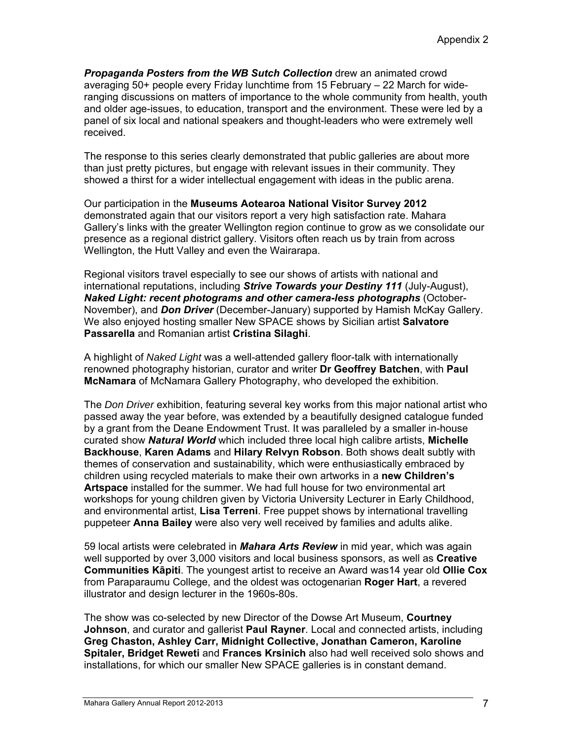***Propaganda Posters from the WB Sutch Collection*** drew an animated crowd averaging 50+ people every Friday lunchtime from 15 February – 22 March for wide-ranging discussions on matters of importance to the whole community from health, youth and older age-issues, to education, transport and the environment. These were led by a panel of six local and national speakers and thought-leaders who were extremely well received.

The response to this series clearly demonstrated that public galleries are about more than just pretty pictures, but engage with relevant issues in their community. They showed a thirst for a wider intellectual engagement with ideas in the public arena.

Our participation in the **Museums Aotearoa National Visitor Survey 2012** demonstrated again that our visitors report a very high satisfaction rate. Mahara Gallery's links with the greater Wellington region continue to grow as we consolidate our presence as a regional district gallery. Visitors often reach us by train from across Wellington, the Hutt Valley and even the Wairarapa.

Regional visitors travel especially to see our shows of artists with national and international reputations, including ***Strive Towards your Destiny 111*** (July-August), ***Naked Light: recent photograms and other camera-less photographs*** (October-November), and ***Don Driver*** (December-January) supported by Hamish McKay Gallery. We also enjoyed hosting smaller New SPACE shows by Sicilian artist **Salvatore Passarella** and Romanian artist **Cristina Silaghi**.

A highlight of *Naked Light* was a well-attended gallery floor-talk with internationally renowned photography historian, curator and writer **Dr Geoffrey Batchen**, with **Paul McNamara** of McNamara Gallery Photography, who developed the exhibition.

The *Don Driver* exhibition, featuring several key works from this major national artist who passed away the year before, was extended by a beautifully designed catalogue funded by a grant from the Deane Endowment Trust. It was paralleled by a smaller in-house curated show ***Natural World*** which included three local high calibre artists, **Michelle Backhouse**, **Karen Adams** and **Hilary Relvyn Robson**. Both shows dealt subtly with themes of conservation and sustainability, which were enthusiastically embraced by children using recycled materials to make their own artworks in a **new Children's Artspace** installed for the summer. We had full house for two environmental art workshops for young children given by Victoria University Lecturer in Early Childhood, and environmental artist, **Lisa Terreni**. Free puppet shows by international travelling puppeteer **Anna Bailey** were also very well received by families and adults alike.

59 local artists were celebrated in ***Mahara Arts Review*** in mid year, which was again well supported by over 3,000 visitors and local business sponsors, as well as **Creative Communities Kāpiti**. The youngest artist to receive an Award was14 year old **Ollie Cox** from Paraparaumu College, and the oldest was octogenarian **Roger Hart**, a revered illustrator and design lecturer in the 1960s-80s.

The show was co-selected by new Director of the Dowse Art Museum, **Courtney Johnson**, and curator and gallerist **Paul Rayner**. Local and connected artists, including **Greg Chaston, Ashley Carr, Midnight Collective, Jonathan Cameron, Karoline Spitaler, Bridget Reweti** and **Frances Krsinich** also had well received solo shows and installations, for which our smaller New SPACE galleries is in constant demand.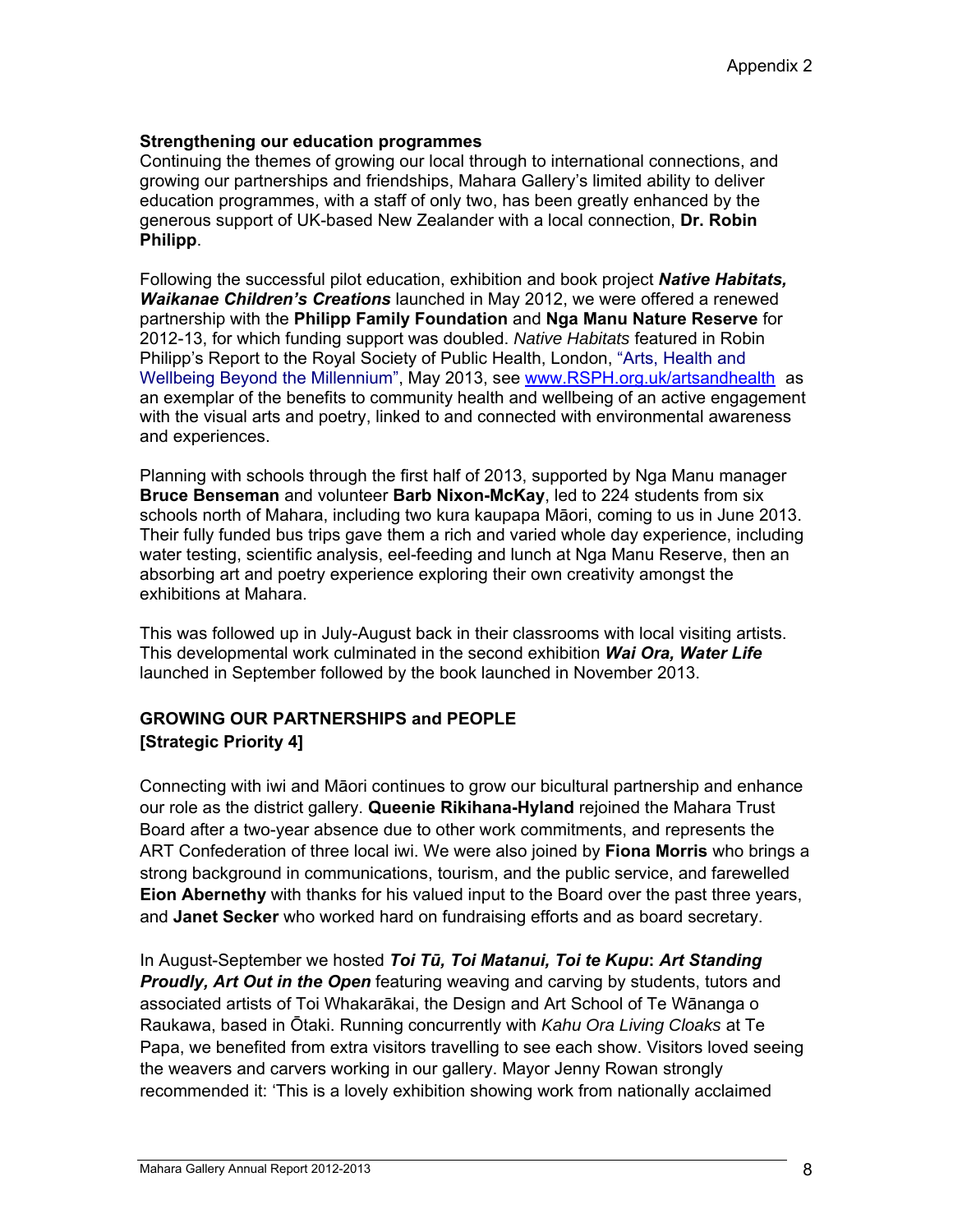**Strengthening our education programmes**
Continuing the themes of growing our local through to international connections, and growing our partnerships and friendships, Mahara Gallery's limited ability to deliver education programmes, with a staff of only two, has been greatly enhanced by the generous support of UK-based New Zealander with a local connection, **Dr. Robin Philipp**.

Following the successful pilot education, exhibition and book project ***Native Habitats, Waikanae Children's Creations*** launched in May 2012, we were offered a renewed partnership with the **Philipp Family Foundation** and **Nga Manu Nature Reserve** for 2012-13, for which funding support was doubled. *Native Habitats* featured in Robin Philipp's Report to the Royal Society of Public Health, London, "Arts, Health and Wellbeing Beyond the Millennium", May 2013, see www.RSPH.org.uk/artsandhealth as an exemplar of the benefits to community health and wellbeing of an active engagement with the visual arts and poetry, linked to and connected with environmental awareness and experiences.

Planning with schools through the first half of 2013, supported by Nga Manu manager **Bruce Benseman** and volunteer **Barb Nixon-McKay**, led to 224 students from six schools north of Mahara, including two kura kaupapa Māori, coming to us in June 2013. Their fully funded bus trips gave them a rich and varied whole day experience, including water testing, scientific analysis, eel-feeding and lunch at Nga Manu Reserve, then an absorbing art and poetry experience exploring their own creativity amongst the exhibitions at Mahara.

This was followed up in July-August back in their classrooms with local visiting artists. This developmental work culminated in the second exhibition ***Wai Ora, Water Life*** launched in September followed by the book launched in November 2013.

## GROWING OUR PARTNERSHIPS and PEOPLE [Strategic Priority 4]

Connecting with iwi and Māori continues to grow our bicultural partnership and enhance our role as the district gallery. **Queenie Rikihana-Hyland** rejoined the Mahara Trust Board after a two-year absence due to other work commitments, and represents the ART Confederation of three local iwi. We were also joined by **Fiona Morris** who brings a strong background in communications, tourism, and the public service, and farewelled **Eion Abernethy** with thanks for his valued input to the Board over the past three years, and **Janet Secker** who worked hard on fundraising efforts and as board secretary.

In August-September we hosted ***Toi Tū, Toi Matanui, Toi te Kupu*: *Art Standing Proudly, Art Out in the Open*** featuring weaving and carving by students, tutors and associated artists of Toi Whakarākai, the Design and Art School of Te Wānanga o Raukawa, based in Ōtaki. Running concurrently with *Kahu Ora Living Cloaks* at Te Papa, we benefited from extra visitors travelling to see each show. Visitors loved seeing the weavers and carvers working in our gallery. Mayor Jenny Rowan strongly recommended it: 'This is a lovely exhibition showing work from nationally acclaimed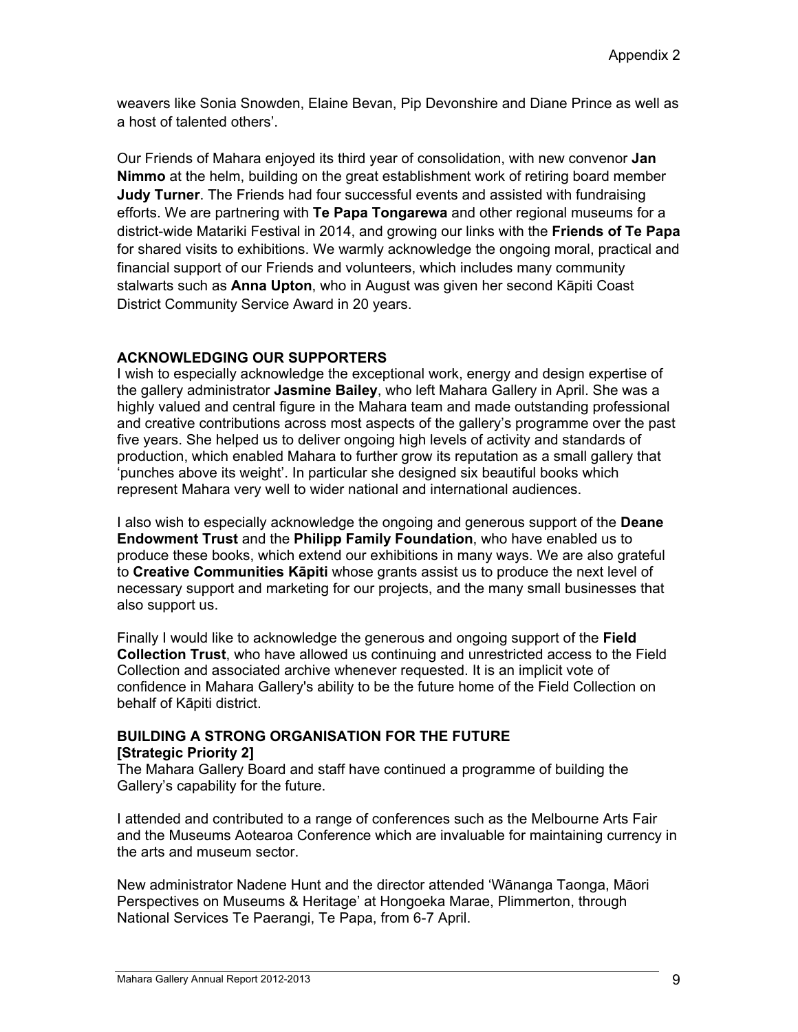weavers like Sonia Snowden, Elaine Bevan, Pip Devonshire and Diane Prince as well as a host of talented others'.

Our Friends of Mahara enjoyed its third year of consolidation, with new convenor **Jan Nimmo** at the helm, building on the great establishment work of retiring board member **Judy Turner**. The Friends had four successful events and assisted with fundraising efforts. We are partnering with **Te Papa Tongarewa** and other regional museums for a district-wide Matariki Festival in 2014, and growing our links with the **Friends of Te Papa** for shared visits to exhibitions. We warmly acknowledge the ongoing moral, practical and financial support of our Friends and volunteers, which includes many community stalwarts such as **Anna Upton**, who in August was given her second Kāpiti Coast District Community Service Award in 20 years.

**ACKNOWLEDGING OUR SUPPORTERS**

I wish to especially acknowledge the exceptional work, energy and design expertise of the gallery administrator **Jasmine Bailey**, who left Mahara Gallery in April. She was a highly valued and central figure in the Mahara team and made outstanding professional and creative contributions across most aspects of the gallery's programme over the past five years. She helped us to deliver ongoing high levels of activity and standards of production, which enabled Mahara to further grow its reputation as a small gallery that 'punches above its weight'. In particular she designed six beautiful books which represent Mahara very well to wider national and international audiences.

I also wish to especially acknowledge the ongoing and generous support of the **Deane Endowment Trust** and the **Philipp Family Foundation**, who have enabled us to produce these books, which extend our exhibitions in many ways. We are also grateful to **Creative Communities Kāpiti** whose grants assist us to produce the next level of necessary support and marketing for our projects, and the many small businesses that also support us.

Finally I would like to acknowledge the generous and ongoing support of the **Field Collection Trust**, who have allowed us continuing and unrestricted access to the Field Collection and associated archive whenever requested. It is an implicit vote of confidence in Mahara Gallery's ability to be the future home of the Field Collection on behalf of Kāpiti district.

**BUILDING A STRONG ORGANISATION FOR THE FUTURE**
**[Strategic Priority 2]**

The Mahara Gallery Board and staff have continued a programme of building the Gallery's capability for the future.

I attended and contributed to a range of conferences such as the Melbourne Arts Fair and the Museums Aotearoa Conference which are invaluable for maintaining currency in the arts and museum sector.

New administrator Nadene Hunt and the director attended 'Wānanga Taonga, Māori Perspectives on Museums & Heritage' at Hongoeka Marae, Plimmerton, through National Services Te Paerangi, Te Papa, from 6-7 April.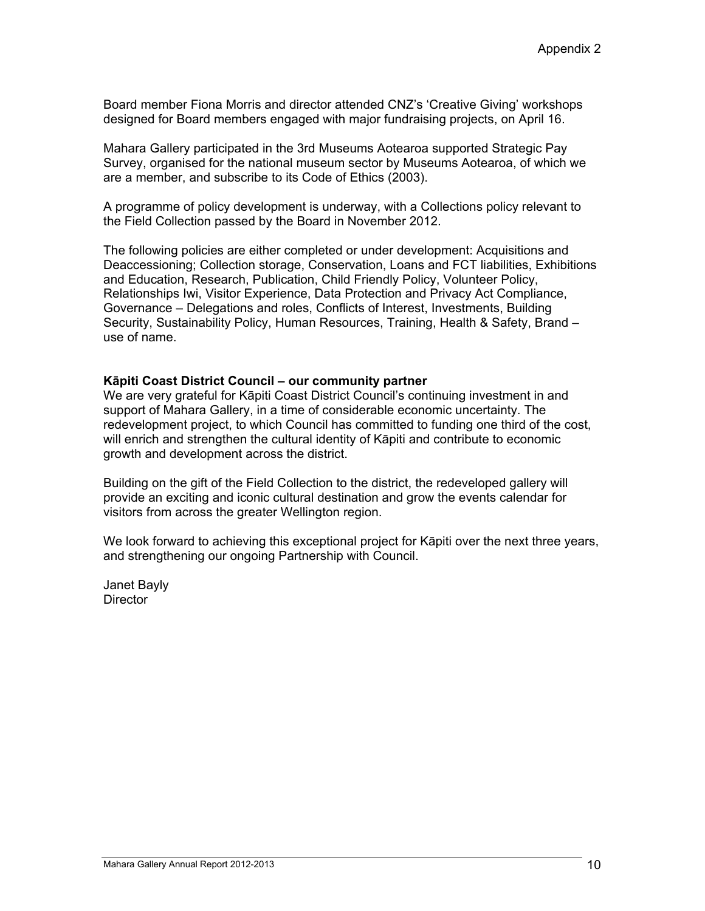Board member Fiona Morris and director attended CNZ's 'Creative Giving' workshops designed for Board members engaged with major fundraising projects, on April 16.

Mahara Gallery participated in the 3rd Museums Aotearoa supported Strategic Pay Survey, organised for the national museum sector by Museums Aotearoa, of which we are a member, and subscribe to its Code of Ethics (2003).

A programme of policy development is underway, with a Collections policy relevant to the Field Collection passed by the Board in November 2012.

The following policies are either completed or under development: Acquisitions and Deaccessioning; Collection storage, Conservation, Loans and FCT liabilities, Exhibitions and Education, Research, Publication, Child Friendly Policy, Volunteer Policy, Relationships Iwi, Visitor Experience, Data Protection and Privacy Act Compliance, Governance – Delegations and roles, Conflicts of Interest, Investments, Building Security, Sustainability Policy, Human Resources, Training, Health & Safety, Brand – use of name.

**Kāpiti Coast District Council – our community partner**

We are very grateful for Kāpiti Coast District Council's continuing investment in and support of Mahara Gallery, in a time of considerable economic uncertainty. The redevelopment project, to which Council has committed to funding one third of the cost, will enrich and strengthen the cultural identity of Kāpiti and contribute to economic growth and development across the district.

Building on the gift of the Field Collection to the district, the redeveloped gallery will provide an exciting and iconic cultural destination and grow the events calendar for visitors from across the greater Wellington region.

We look forward to achieving this exceptional project for Kāpiti over the next three years, and strengthening our ongoing Partnership with Council.

Janet Bayly
Director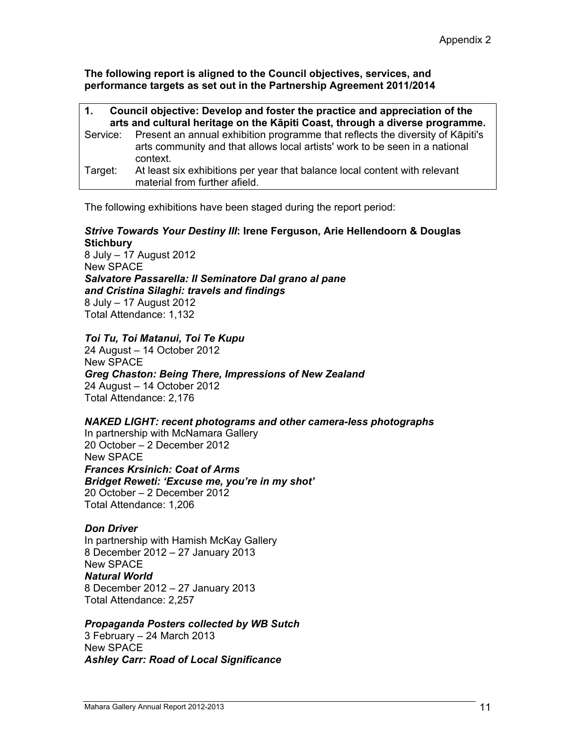Appendix 2

**The following report is aligned to the Council objectives, services, and performance targets as set out in the Partnership Agreement 2011/2014**

| **1. Council objective: Develop and foster the practice and appreciation of the arts and cultural heritage on the Kāpiti Coast, through a diverse programme.** | |
|---|---|
| Service: | Present an annual exhibition programme that reflects the diversity of Kāpiti's arts community and that allows local artists' work to be seen in a national context. |
| Target: | At least six exhibitions per year that balance local content with relevant material from further afield. |

The following exhibitions have been staged during the report period:

***Strive Towards Your Destiny III*: Irene Ferguson, Arie Hellendoorn & Douglas Stichbury**
8 July – 17 August 2012
New SPACE
***Salvatore Passarella: Il Seminatore Dal grano al pane and Cristina Silaghi: travels and findings***
8 July – 17 August 2012
Total Attendance: 1,132

***Toi Tu, Toi Matanui, Toi Te Kupu***
24 August – 14 October 2012
New SPACE
***Greg Chaston: Being There, Impressions of New Zealand***
24 August – 14 October 2012
Total Attendance: 2,176

***NAKED LIGHT: recent photograms and other camera-less photographs***
In partnership with McNamara Gallery
20 October – 2 December 2012
New SPACE
***Frances Krsinich: Coat of Arms***
***Bridget Reweti: 'Excuse me, you're in my shot'***
20 October – 2 December 2012
Total Attendance: 1,206

***Don Driver***
In partnership with Hamish McKay Gallery
8 December 2012 – 27 January 2013
New SPACE
***Natural World***
8 December 2012 – 27 January 2013
Total Attendance: 2,257

***Propaganda Posters collected by WB Sutch***
3 February – 24 March 2013
New SPACE
***Ashley Carr: Road of Local Significance***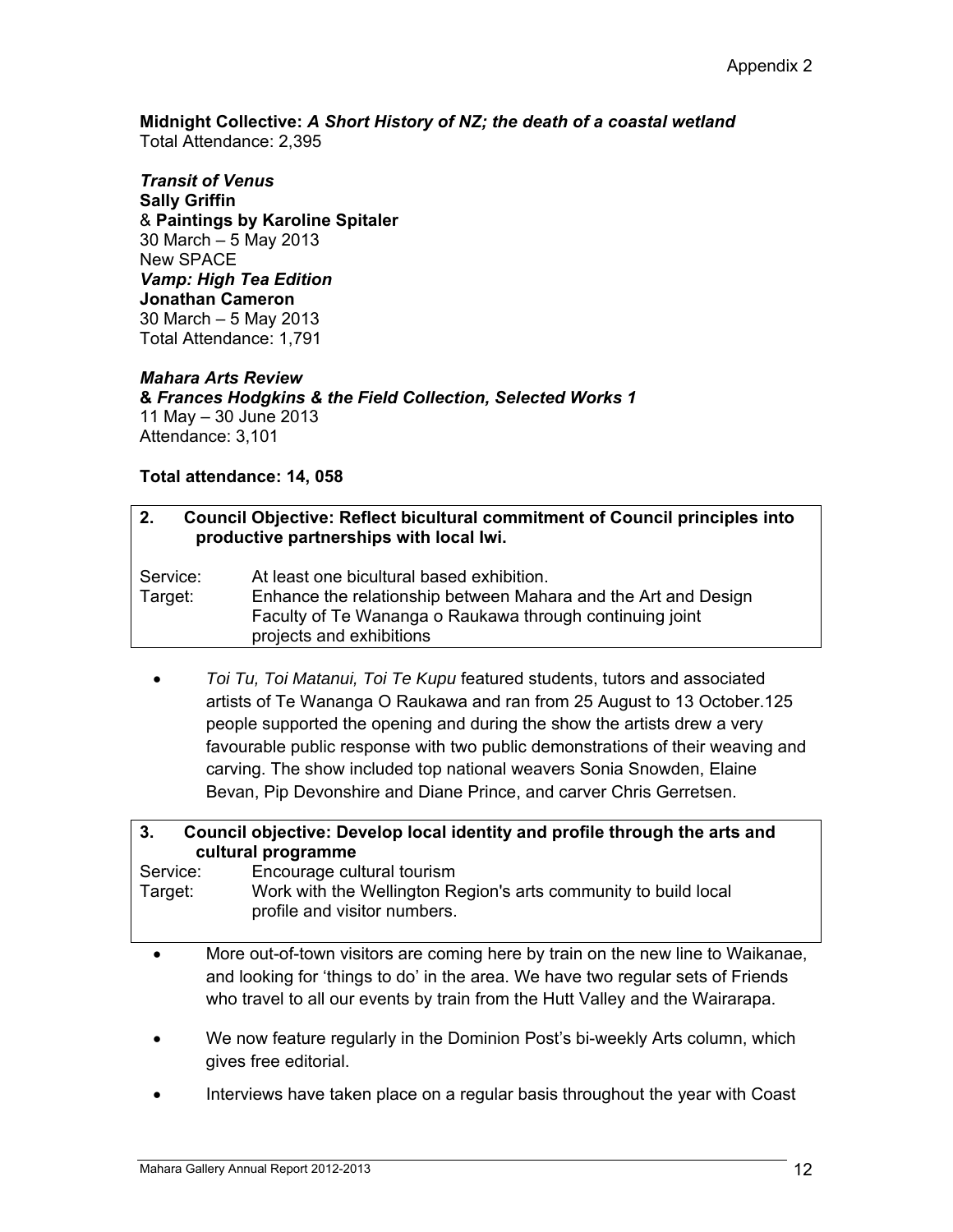Appendix 2

**Midnight Collective:** ***A Short History of NZ; the death of a coastal wetland***
Total Attendance: 2,395

***Transit of Venus***
**Sally Griffin**
& **Paintings by Karoline Spitaler**
30 March – 5 May 2013
New SPACE
***Vamp: High Tea Edition***
**Jonathan Cameron**
30 March – 5 May 2013
Total Attendance: 1,791

***Mahara Arts Review***
**&** ***Frances Hodgkins & the Field Collection, Selected Works 1***
11 May – 30 June 2013
Attendance: 3,101

**Total attendance: 14, 058**

**2. Council Objective: Reflect bicultural commitment of Council principles into productive partnerships with local Iwi.**

Service: At least one bicultural based exhibition.
Target: Enhance the relationship between Mahara and the Art and Design Faculty of Te Wananga o Raukawa through continuing joint projects and exhibitions

- *Toi Tu, Toi Matanui, Toi Te Kupu* featured students, tutors and associated artists of Te Wananga O Raukawa and ran from 25 August to 13 October.125 people supported the opening and during the show the artists drew a very favourable public response with two public demonstrations of their weaving and carving. The show included top national weavers Sonia Snowden, Elaine Bevan, Pip Devonshire and Diane Prince, and carver Chris Gerretsen.

**3. Council objective: Develop local identity and profile through the arts and cultural programme**
Service: Encourage cultural tourism
Target: Work with the Wellington Region's arts community to build local profile and visitor numbers.

- More out-of-town visitors are coming here by train on the new line to Waikanae, and looking for 'things to do' in the area. We have two regular sets of Friends who travel to all our events by train from the Hutt Valley and the Wairarapa.
- We now feature regularly in the Dominion Post's bi-weekly Arts column, which gives free editorial.
- Interviews have taken place on a regular basis throughout the year with Coast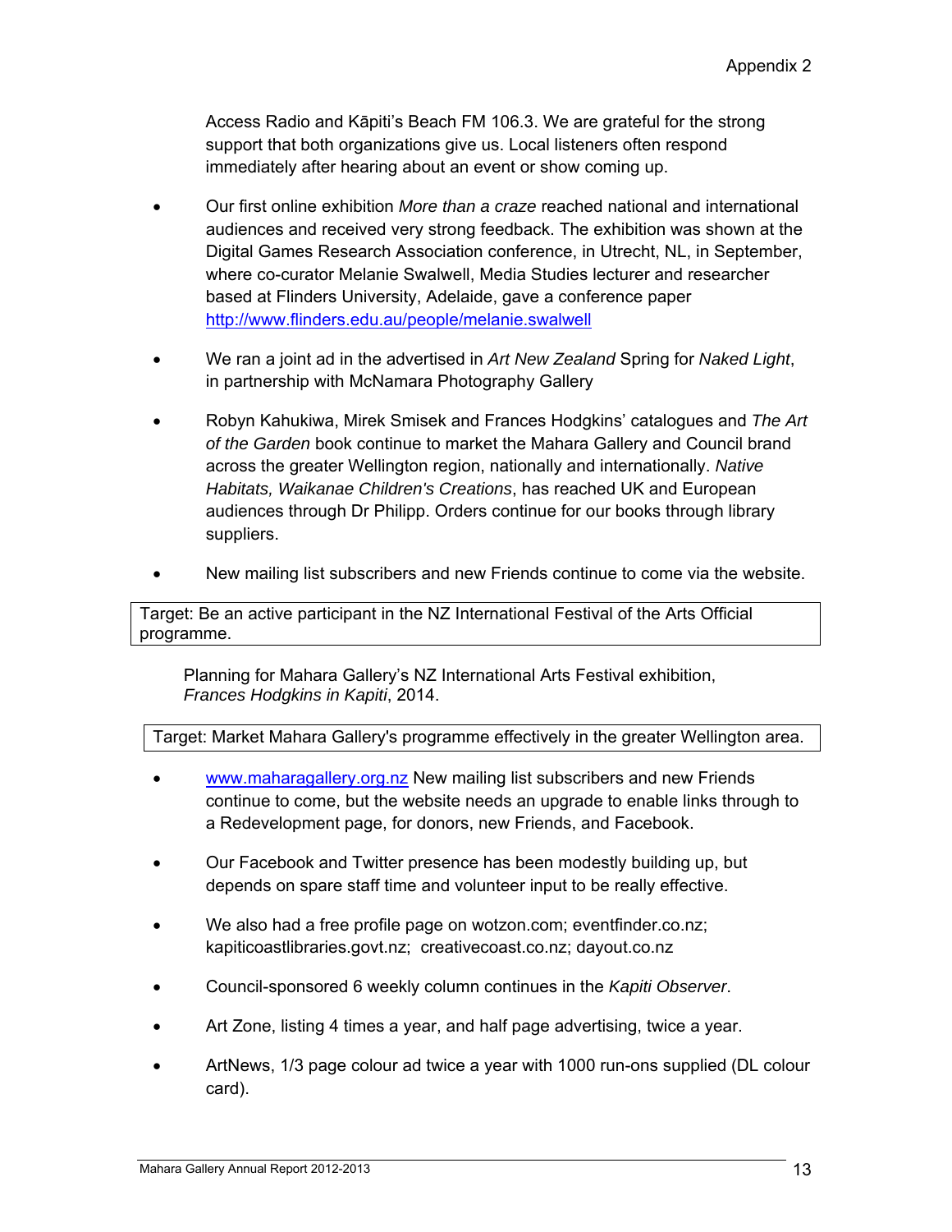Access Radio and Kāpiti's Beach FM 106.3. We are grateful for the strong support that both organizations give us. Local listeners often respond immediately after hearing about an event or show coming up.

- Our first online exhibition *More than a craze* reached national and international audiences and received very strong feedback. The exhibition was shown at the Digital Games Research Association conference, in Utrecht, NL, in September, where co-curator Melanie Swalwell, Media Studies lecturer and researcher based at Flinders University, Adelaide, gave a conference paper http://www.flinders.edu.au/people/melanie.swalwell

- We ran a joint ad in the advertised in *Art New Zealand* Spring for *Naked Light*, in partnership with McNamara Photography Gallery

- Robyn Kahukiwa, Mirek Smisek and Frances Hodgkins' catalogues and *The Art of the Garden* book continue to market the Mahara Gallery and Council brand across the greater Wellington region, nationally and internationally. *Native Habitats, Waikanae Children's Creations*, has reached UK and European audiences through Dr Philipp. Orders continue for our books through library suppliers.

- New mailing list subscribers and new Friends continue to come via the website.

| Target: Be an active participant in the NZ International Festival of the Arts Official programme. |
|---|

Planning for Mahara Gallery's NZ International Arts Festival exhibition, *Frances Hodgkins in Kapiti*, 2014.

| Target: Market Mahara Gallery's programme effectively in the greater Wellington area. |
|---|

- www.maharagallery.org.nz New mailing list subscribers and new Friends continue to come, but the website needs an upgrade to enable links through to a Redevelopment page, for donors, new Friends, and Facebook.

- Our Facebook and Twitter presence has been modestly building up, but depends on spare staff time and volunteer input to be really effective.

- We also had a free profile page on wotzon.com; eventfinder.co.nz; kapiticoastlibraries.govt.nz; creativecoast.co.nz; dayout.co.nz

- Council-sponsored 6 weekly column continues in the *Kapiti Observer*.

- Art Zone, listing 4 times a year, and half page advertising, twice a year.

- ArtNews, 1/3 page colour ad twice a year with 1000 run-ons supplied (DL colour card).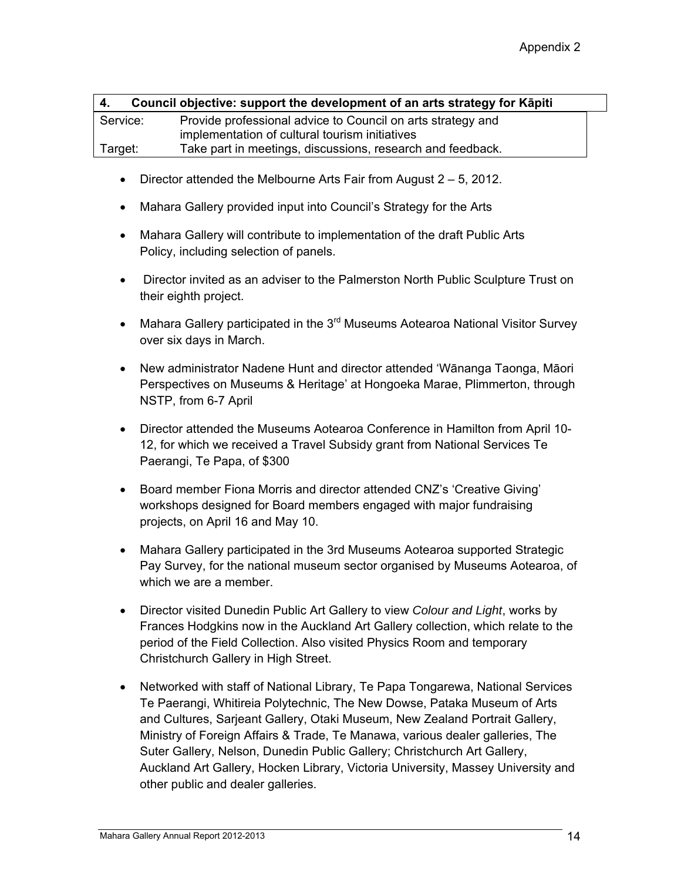| 4. | Council objective: support the development of an arts strategy for Kāpiti |
|---|---|
| Service: | Provide professional advice to Council on arts strategy and implementation of cultural tourism initiatives |
| Target: | Take part in meetings, discussions, research and feedback. |

- Director attended the Melbourne Arts Fair from August 2 – 5, 2012.
- Mahara Gallery provided input into Council's Strategy for the Arts
- Mahara Gallery will contribute to implementation of the draft Public Arts Policy, including selection of panels.
- Director invited as an adviser to the Palmerston North Public Sculpture Trust on their eighth project.
- Mahara Gallery participated in the 3rd Museums Aotearoa National Visitor Survey over six days in March.
- New administrator Nadene Hunt and director attended 'Wānanga Taonga, Māori Perspectives on Museums & Heritage' at Hongoeka Marae, Plimmerton, through NSTP, from 6-7 April
- Director attended the Museums Aotearoa Conference in Hamilton from April 10-12, for which we received a Travel Subsidy grant from National Services Te Paerangi, Te Papa, of $300
- Board member Fiona Morris and director attended CNZ's 'Creative Giving' workshops designed for Board members engaged with major fundraising projects, on April 16 and May 10.
- Mahara Gallery participated in the 3rd Museums Aotearoa supported Strategic Pay Survey, for the national museum sector organised by Museums Aotearoa, of which we are a member.
- Director visited Dunedin Public Art Gallery to view *Colour and Light*, works by Frances Hodgkins now in the Auckland Art Gallery collection, which relate to the period of the Field Collection. Also visited Physics Room and temporary Christchurch Gallery in High Street.
- Networked with staff of National Library, Te Papa Tongarewa, National Services Te Paerangi, Whitireia Polytechnic, The New Dowse, Pataka Museum of Arts and Cultures, Sarjeant Gallery, Otaki Museum, New Zealand Portrait Gallery, Ministry of Foreign Affairs & Trade, Te Manawa, various dealer galleries, The Suter Gallery, Nelson, Dunedin Public Gallery; Christchurch Art Gallery, Auckland Art Gallery, Hocken Library, Victoria University, Massey University and other public and dealer galleries.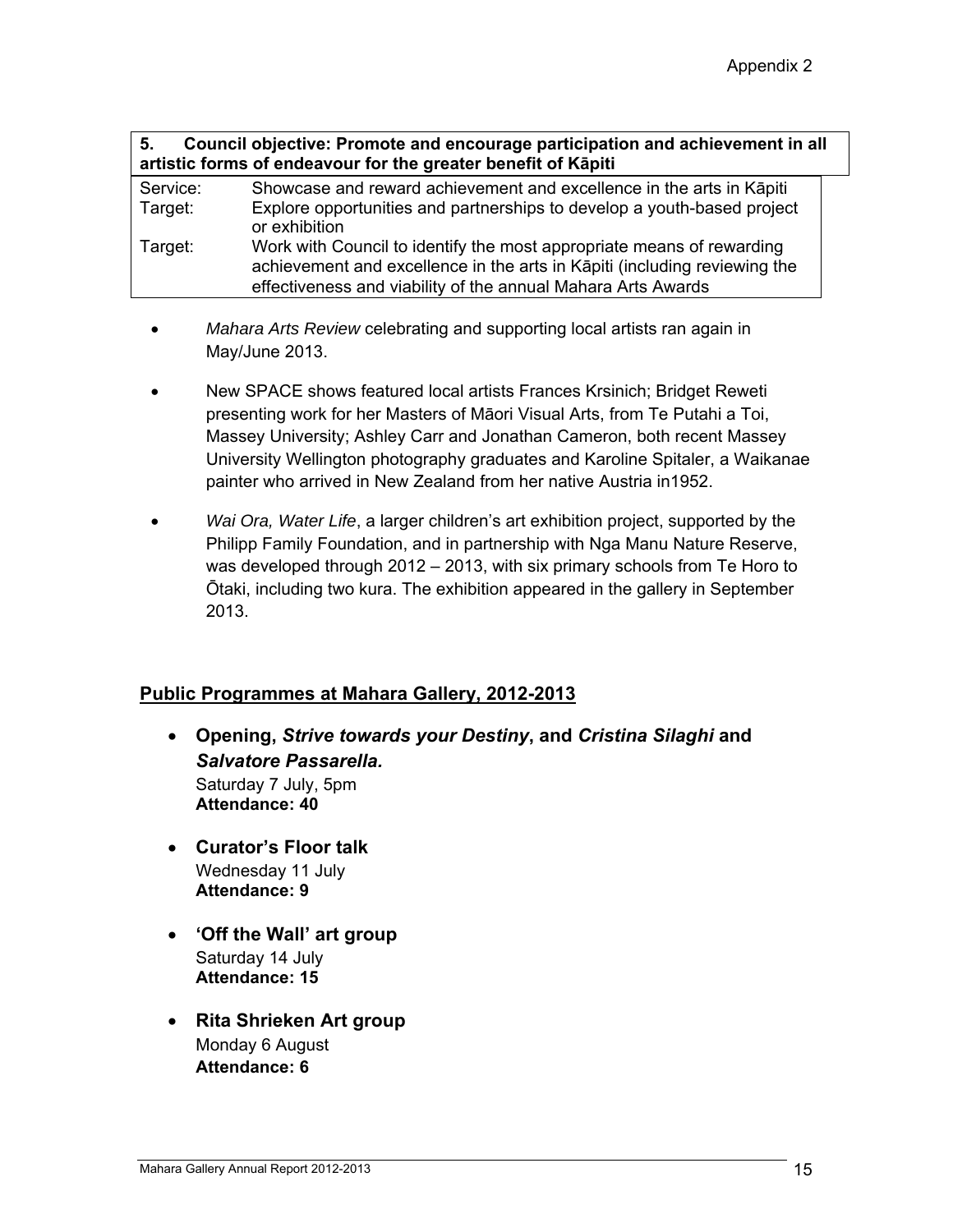Appendix 2

| **5. Council objective: Promote and encourage participation and achievement in all artistic forms of endeavour for the greater benefit of Kāpiti** | |
|---|---|
| Service: | Showcase and reward achievement and excellence in the arts in Kāpiti |
| Target: | Explore opportunities and partnerships to develop a youth-based project or exhibition |
| Target: | Work with Council to identify the most appropriate means of rewarding achievement and excellence in the arts in Kāpiti (including reviewing the effectiveness and viability of the annual Mahara Arts Awards |

- *Mahara Arts Review* celebrating and supporting local artists ran again in May/June 2013.
- New SPACE shows featured local artists Frances Krsinich; Bridget Reweti presenting work for her Masters of Māori Visual Arts, from Te Putahi a Toi, Massey University; Ashley Carr and Jonathan Cameron, both recent Massey University Wellington photography graduates and Karoline Spitaler, a Waikanae painter who arrived in New Zealand from her native Austria in1952.
- *Wai Ora, Water Life*, a larger children's art exhibition project, supported by the Philipp Family Foundation, and in partnership with Nga Manu Nature Reserve, was developed through 2012 – 2013, with six primary schools from Te Horo to Ōtaki, including two kura. The exhibition appeared in the gallery in September 2013.

## Public Programmes at Mahara Gallery, 2012-2013

- **Opening, *Strive towards your Destiny*, and *Cristina Silaghi* and *Salvatore Passarella.***
  Saturday 7 July, 5pm
  **Attendance: 40**
- **Curator's Floor talk**
  Wednesday 11 July
  **Attendance: 9**
- **'Off the Wall' art group**
  Saturday 14 July
  **Attendance: 15**
- **Rita Shrieken Art group**
  Monday 6 August
  **Attendance: 6**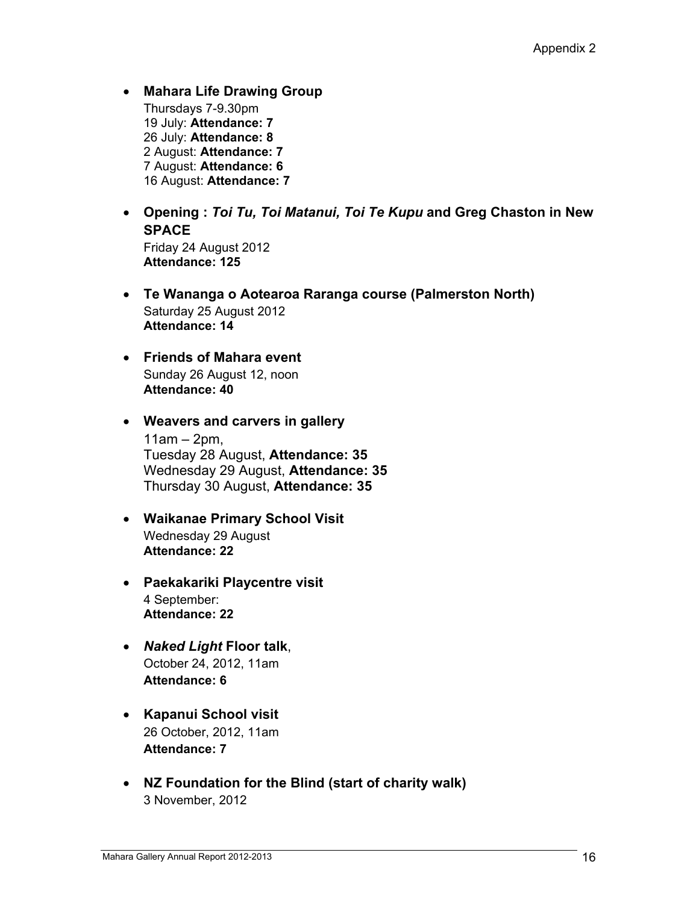- **Mahara Life Drawing Group**
  Thursdays 7-9.30pm
  19 July: **Attendance: 7**
  26 July: **Attendance: 8**
  2 August: **Attendance: 7**
  7 August: **Attendance: 6**
  16 August: **Attendance: 7**

- **Opening : *Toi Tu, Toi Matanui, Toi Te Kupu* and Greg Chaston in New SPACE**
  Friday 24 August 2012
  **Attendance: 125**

- **Te Wananga o Aotearoa Raranga course (Palmerston North)**
  Saturday 25 August 2012
  **Attendance: 14**

- **Friends of Mahara event**
  Sunday 26 August 12, noon
  **Attendance: 40**

- **Weavers and carvers in gallery**
  11am – 2pm,
  Tuesday 28 August, **Attendance: 35**
  Wednesday 29 August, **Attendance: 35**
  Thursday 30 August, **Attendance: 35**

- **Waikanae Primary School Visit**
  Wednesday 29 August
  **Attendance: 22**

- **Paekakariki Playcentre visit**
  4 September:
  **Attendance: 22**

- ***Naked Light* Floor talk**,
  October 24, 2012, 11am
  **Attendance: 6**

- **Kapanui School visit**
  26 October, 2012, 11am
  **Attendance: 7**

- **NZ Foundation for the Blind (start of charity walk)**
  3 November, 2012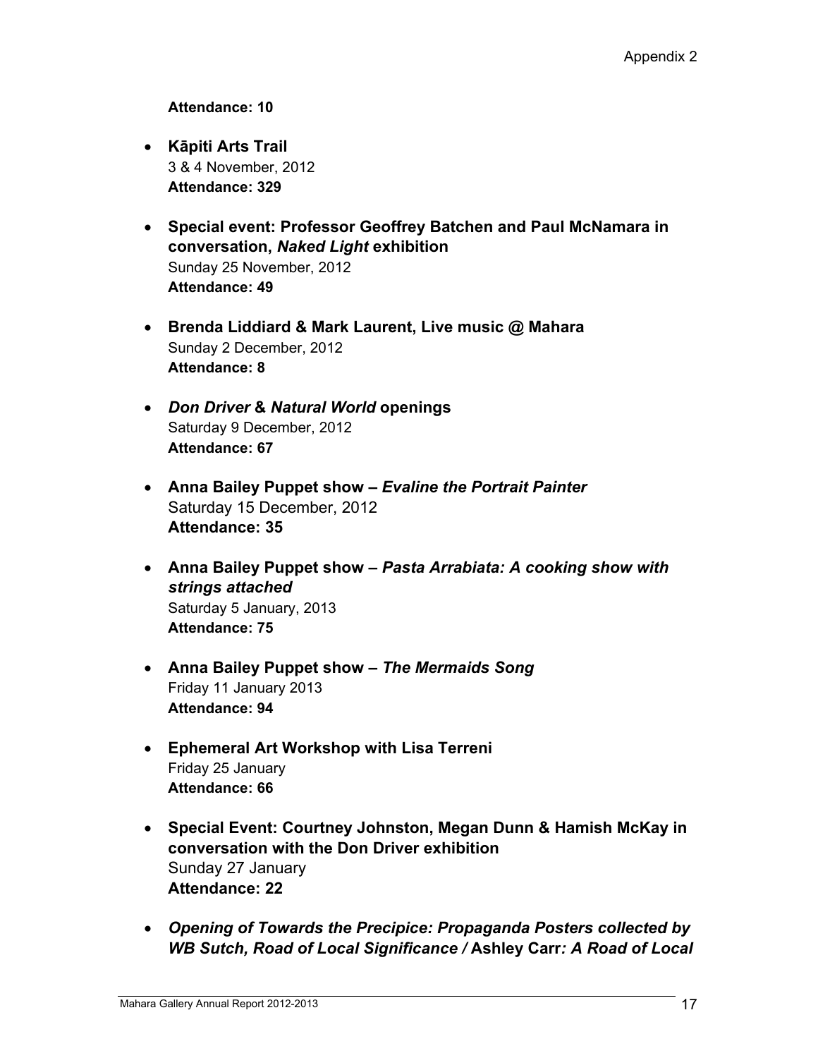**Attendance: 10**

- **Kāpiti Arts Trail**
  3 & 4 November, 2012
  **Attendance: 329**

- **Special event: Professor Geoffrey Batchen and Paul McNamara in conversation, *Naked Light* exhibition**
  Sunday 25 November, 2012
  **Attendance: 49**

- **Brenda Liddiard & Mark Laurent, Live music @ Mahara**
  Sunday 2 December, 2012
  **Attendance: 8**

- ***Don Driver* & *Natural World* openings**
  Saturday 9 December, 2012
  **Attendance: 67**

- **Anna Bailey Puppet show – *Evaline the Portrait Painter***
  Saturday 15 December, 2012
  **Attendance: 35**

- **Anna Bailey Puppet show – *Pasta Arrabiata: A cooking show with strings attached***
  Saturday 5 January, 2013
  **Attendance: 75**

- **Anna Bailey Puppet show – *The Mermaids Song***
  Friday 11 January 2013
  **Attendance: 94**

- **Ephemeral Art Workshop with Lisa Terreni**
  Friday 25 January
  **Attendance: 66**

- **Special Event: Courtney Johnston, Megan Dunn & Hamish McKay in conversation with the Don Driver exhibition**
  Sunday 27 January
  **Attendance: 22**

- ***Opening of Towards the Precipice: Propaganda Posters collected by WB Sutch, Road of Local Significance /* Ashley Carr*: A Road of Local***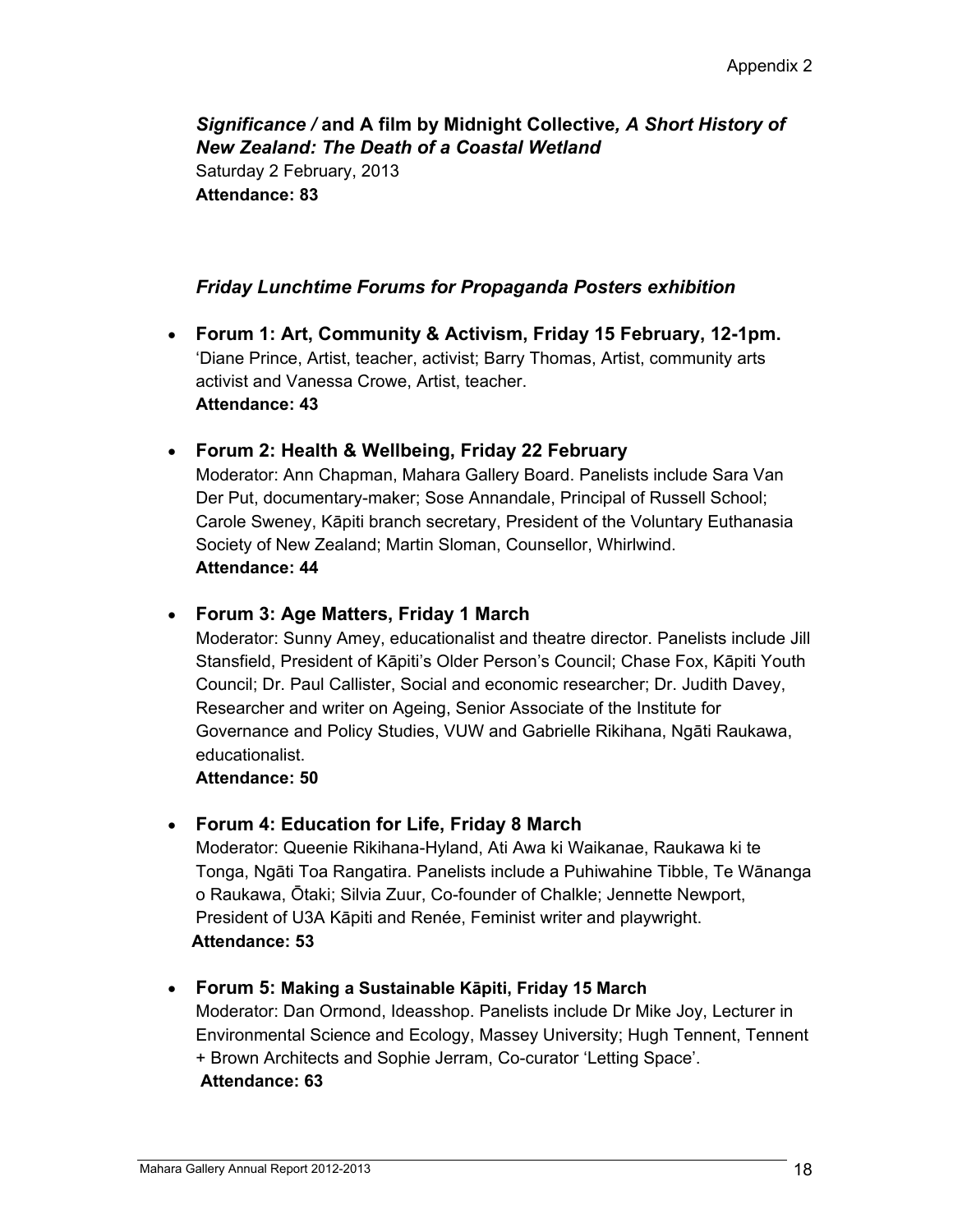***Significance /* and A film by Midnight Collective*, A Short History of New Zealand: The Death of a Coastal Wetland***
Saturday 2 February, 2013
**Attendance: 83**

### *Friday Lunchtime Forums for Propaganda Posters exhibition*

- **Forum 1: Art, Community & Activism, Friday 15 February, 12-1pm.**
  'Diane Prince, Artist, teacher, activist; Barry Thomas, Artist, community arts activist and Vanessa Crowe, Artist, teacher.
  **Attendance: 43**

- **Forum 2: Health & Wellbeing, Friday 22 February**
  Moderator: Ann Chapman, Mahara Gallery Board. Panelists include Sara Van Der Put, documentary-maker; Sose Annandale, Principal of Russell School; Carole Sweney, Kāpiti branch secretary, President of the Voluntary Euthanasia Society of New Zealand; Martin Sloman, Counsellor, Whirlwind.
  **Attendance: 44**

- **Forum 3: Age Matters, Friday 1 March**
  Moderator: Sunny Amey, educationalist and theatre director. Panelists include Jill Stansfield, President of Kāpiti's Older Person's Council; Chase Fox, Kāpiti Youth Council; Dr. Paul Callister, Social and economic researcher; Dr. Judith Davey, Researcher and writer on Ageing, Senior Associate of the Institute for Governance and Policy Studies, VUW and Gabrielle Rikihana, Ngāti Raukawa, educationalist.
  **Attendance: 50**

- **Forum 4: Education for Life, Friday 8 March**
  Moderator: Queenie Rikihana-Hyland, Ati Awa ki Waikanae, Raukawa ki te Tonga, Ngāti Toa Rangatira. Panelists include a Puhiwahine Tibble, Te Wānanga o Raukawa, Ōtaki; Silvia Zuur, Co-founder of Chalkle; Jennette Newport, President of U3A Kāpiti and Renée, Feminist writer and playwright.
  **Attendance: 53**

- **Forum 5: Making a Sustainable Kāpiti, Friday 15 March**
  Moderator: Dan Ormond, Ideasshop. Panelists include Dr Mike Joy, Lecturer in Environmental Science and Ecology, Massey University; Hugh Tennent, Tennent + Brown Architects and Sophie Jerram, Co-curator 'Letting Space'.
  **Attendance: 63**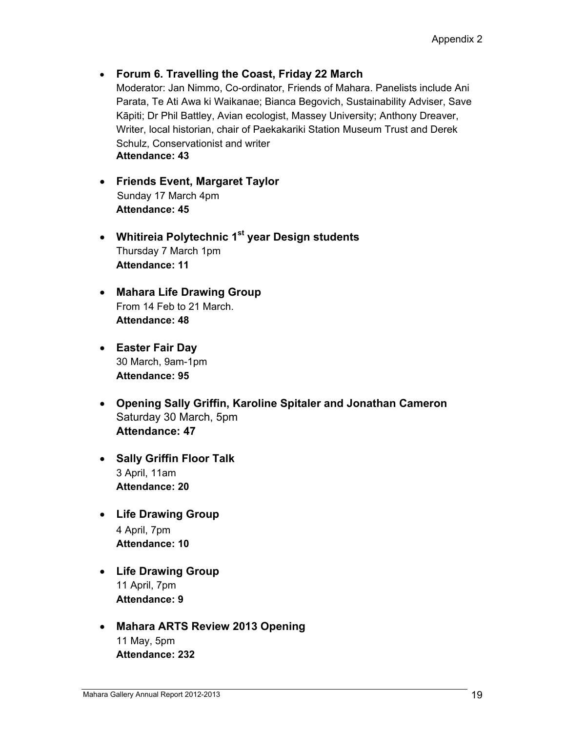- **Forum 6. Travelling the Coast, Friday 22 March**
  Moderator: Jan Nimmo, Co-ordinator, Friends of Mahara. Panelists include Ani Parata, Te Ati Awa ki Waikanae; Bianca Begovich, Sustainability Adviser, Save Kāpiti; Dr Phil Battley, Avian ecologist, Massey University; Anthony Dreaver, Writer, local historian, chair of Paekakariki Station Museum Trust and Derek Schulz, Conservationist and writer
  **Attendance: 43**

- **Friends Event, Margaret Taylor**
  Sunday 17 March 4pm
  **Attendance: 45**

- **Whitireia Polytechnic 1st year Design students**
  Thursday 7 March 1pm
  **Attendance: 11**

- **Mahara Life Drawing Group**
  From 14 Feb to 21 March.
  **Attendance: 48**

- **Easter Fair Day**
  30 March, 9am-1pm
  **Attendance: 95**

- **Opening Sally Griffin, Karoline Spitaler and Jonathan Cameron**
  Saturday 30 March, 5pm
  **Attendance: 47**

- **Sally Griffin Floor Talk**
  3 April, 11am
  **Attendance: 20**

- **Life Drawing Group**
  4 April, 7pm
  **Attendance: 10**

- **Life Drawing Group**
  11 April, 7pm
  **Attendance: 9**

- **Mahara ARTS Review 2013 Opening**
  11 May, 5pm
  **Attendance: 232**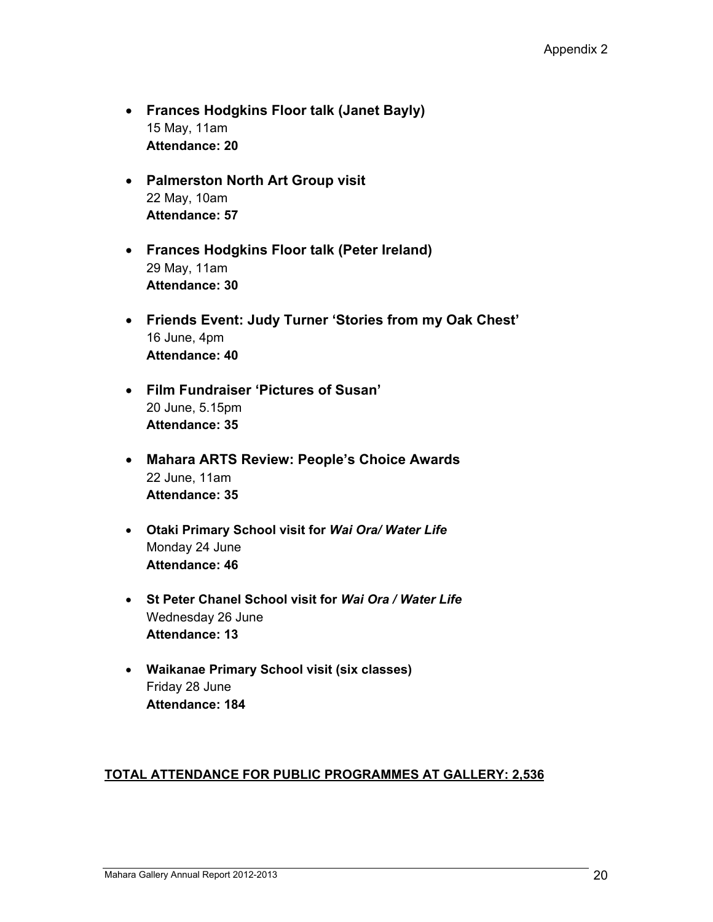- **Frances Hodgkins Floor talk (Janet Bayly)**
  15 May, 11am
  **Attendance: 20**

- **Palmerston North Art Group visit**
  22 May, 10am
  **Attendance: 57**

- **Frances Hodgkins Floor talk (Peter Ireland)**
  29 May, 11am
  **Attendance: 30**

- **Friends Event: Judy Turner 'Stories from my Oak Chest'**
  16 June, 4pm
  **Attendance: 40**

- **Film Fundraiser 'Pictures of Susan'**
  20 June, 5.15pm
  **Attendance: 35**

- **Mahara ARTS Review: People's Choice Awards**
  22 June, 11am
  **Attendance: 35**

- **Otaki Primary School visit for *Wai Ora/ Water Life***
  Monday 24 June
  **Attendance: 46**

- **St Peter Chanel School visit for *Wai Ora / Water Life***
  Wednesday 26 June
  **Attendance: 13**

- **Waikanae Primary School visit (six classes)**
  Friday 28 June
  **Attendance: 184**

**TOTAL ATTENDANCE FOR PUBLIC PROGRAMMES AT GALLERY: 2,536**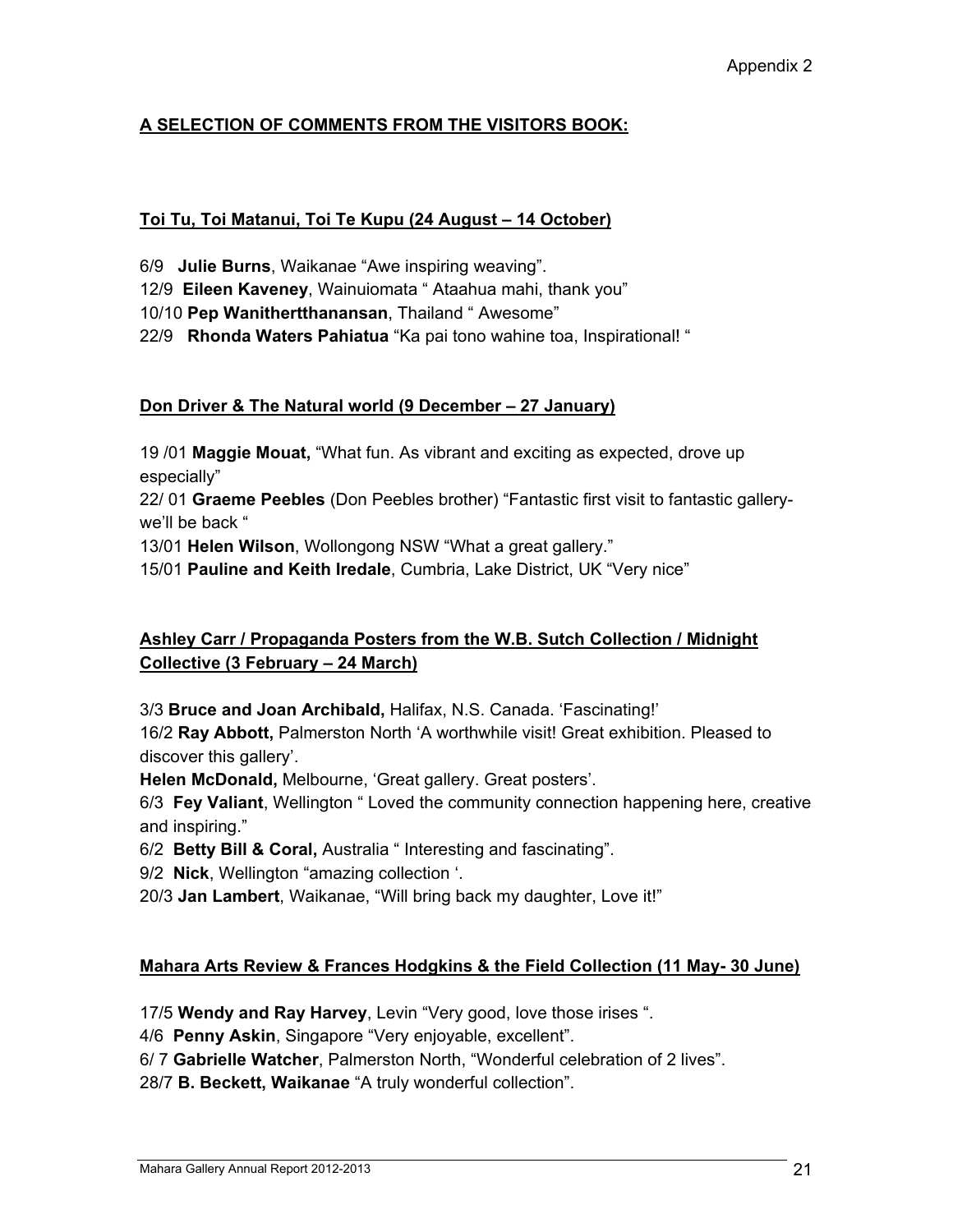Appendix 2

## A SELECTION OF COMMENTS FROM THE VISITORS BOOK:

### Toi Tu, Toi Matanui, Toi Te Kupu (24 August – 14 October)

6/9 **Julie Burns**, Waikanae "Awe inspiring weaving".
12/9 **Eileen Kaveney**, Wainuiomata " Ataahua mahi, thank you"
10/10 **Pep Wanithertthanansan**, Thailand " Awesome"
22/9 **Rhonda Waters Pahiatua** "Ka pai tono wahine toa, Inspirational! "

### Don Driver & The Natural world (9 December – 27 January)

19 /01 **Maggie Mouat,** "What fun. As vibrant and exciting as expected, drove up especially"
22/ 01 **Graeme Peebles** (Don Peebles brother) "Fantastic first visit to fantastic gallery- we'll be back "
13/01 **Helen Wilson**, Wollongong NSW "What a great gallery."
15/01 **Pauline and Keith Iredale**, Cumbria, Lake District, UK "Very nice"

### Ashley Carr / Propaganda Posters from the W.B. Sutch Collection / Midnight Collective (3 February – 24 March)

3/3 **Bruce and Joan Archibald,** Halifax, N.S. Canada. 'Fascinating!'
16/2 **Ray Abbott,** Palmerston North 'A worthwhile visit! Great exhibition. Pleased to discover this gallery'.
**Helen McDonald,** Melbourne, 'Great gallery. Great posters'.
6/3 **Fey Valiant**, Wellington " Loved the community connection happening here, creative and inspiring."
6/2 **Betty Bill & Coral,** Australia " Interesting and fascinating".
9/2 **Nick**, Wellington "amazing collection '.
20/3 **Jan Lambert**, Waikanae, "Will bring back my daughter, Love it!"

### Mahara Arts Review & Frances Hodgkins & the Field Collection (11 May- 30 June)

17/5 **Wendy and Ray Harvey**, Levin "Very good, love those irises ".
4/6 **Penny Askin**, Singapore "Very enjoyable, excellent".
6/ 7 **Gabrielle Watcher**, Palmerston North, "Wonderful celebration of 2 lives".
28/7 **B. Beckett, Waikanae** "A truly wonderful collection".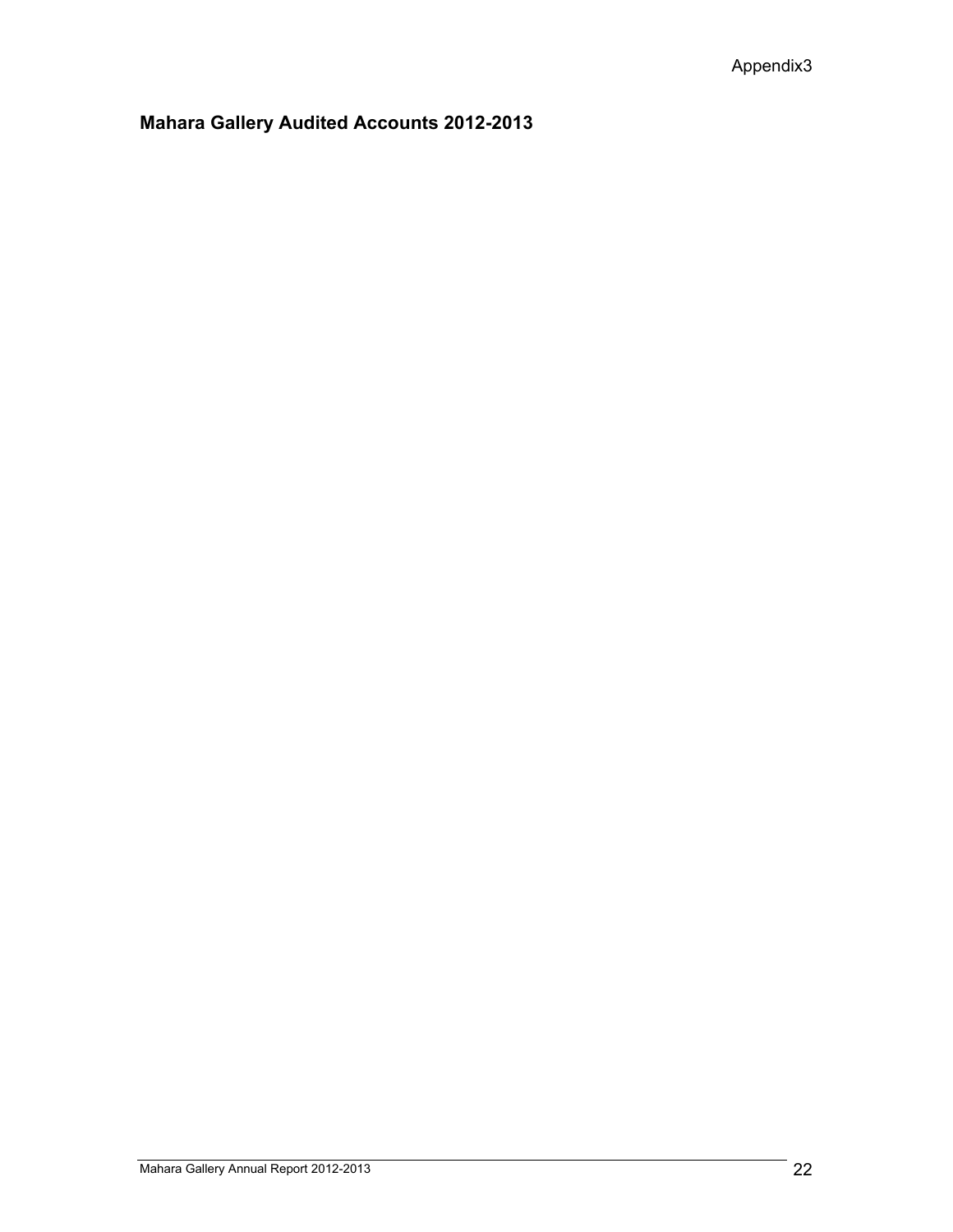Appendix3

## Mahara Gallery Audited Accounts 2012-2013